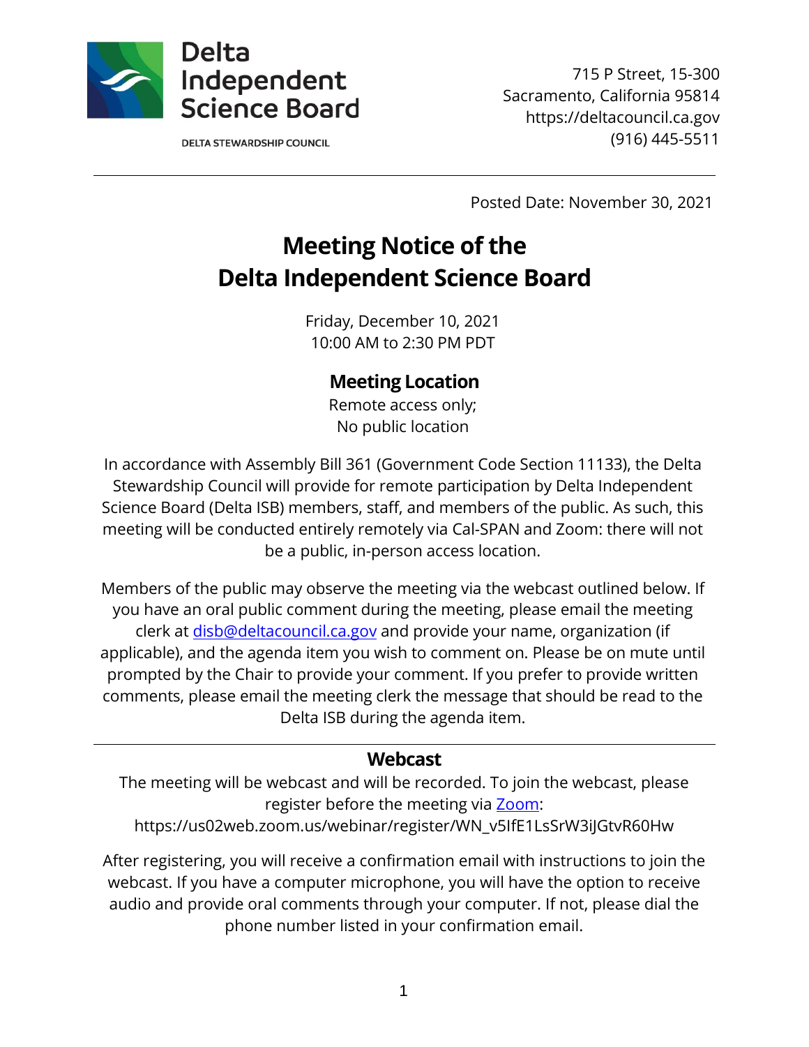Delta Independent Science Board

DELTA STEWARDSHIP COUNCIL

715 P Street, 15-300
Sacramento, California 95814
https://deltacouncil.ca.gov
(916) 445-5511

Posted Date: November 30, 2021

# Meeting Notice of the Delta Independent Science Board

Friday, December 10, 2021
10:00 AM to 2:30 PM PDT

## Meeting Location

Remote access only;
No public location

In accordance with Assembly Bill 361 (Government Code Section 11133), the Delta Stewardship Council will provide for remote participation by Delta Independent Science Board (Delta ISB) members, staff, and members of the public. As such, this meeting will be conducted entirely remotely via Cal-SPAN and Zoom: there will not be a public, in-person access location.

Members of the public may observe the meeting via the webcast outlined below. If you have an oral public comment during the meeting, please email the meeting clerk at [disb@deltacouncil.ca.gov](mailto:disb@deltacouncil.ca.gov) and provide your name, organization (if applicable), and the agenda item you wish to comment on. Please be on mute until prompted by the Chair to provide your comment. If you prefer to provide written comments, please email the meeting clerk the message that should be read to the Delta ISB during the agenda item.

---

## Webcast

The meeting will be webcast and will be recorded. To join the webcast, please register before the meeting via Zoom:
https://us02web.zoom.us/webinar/register/WN_v5IfE1LsSrW3iJGtvR60Hw

After registering, you will receive a confirmation email with instructions to join the webcast. If you have a computer microphone, you will have the option to receive audio and provide oral comments through your computer. If not, please dial the phone number listed in your confirmation email.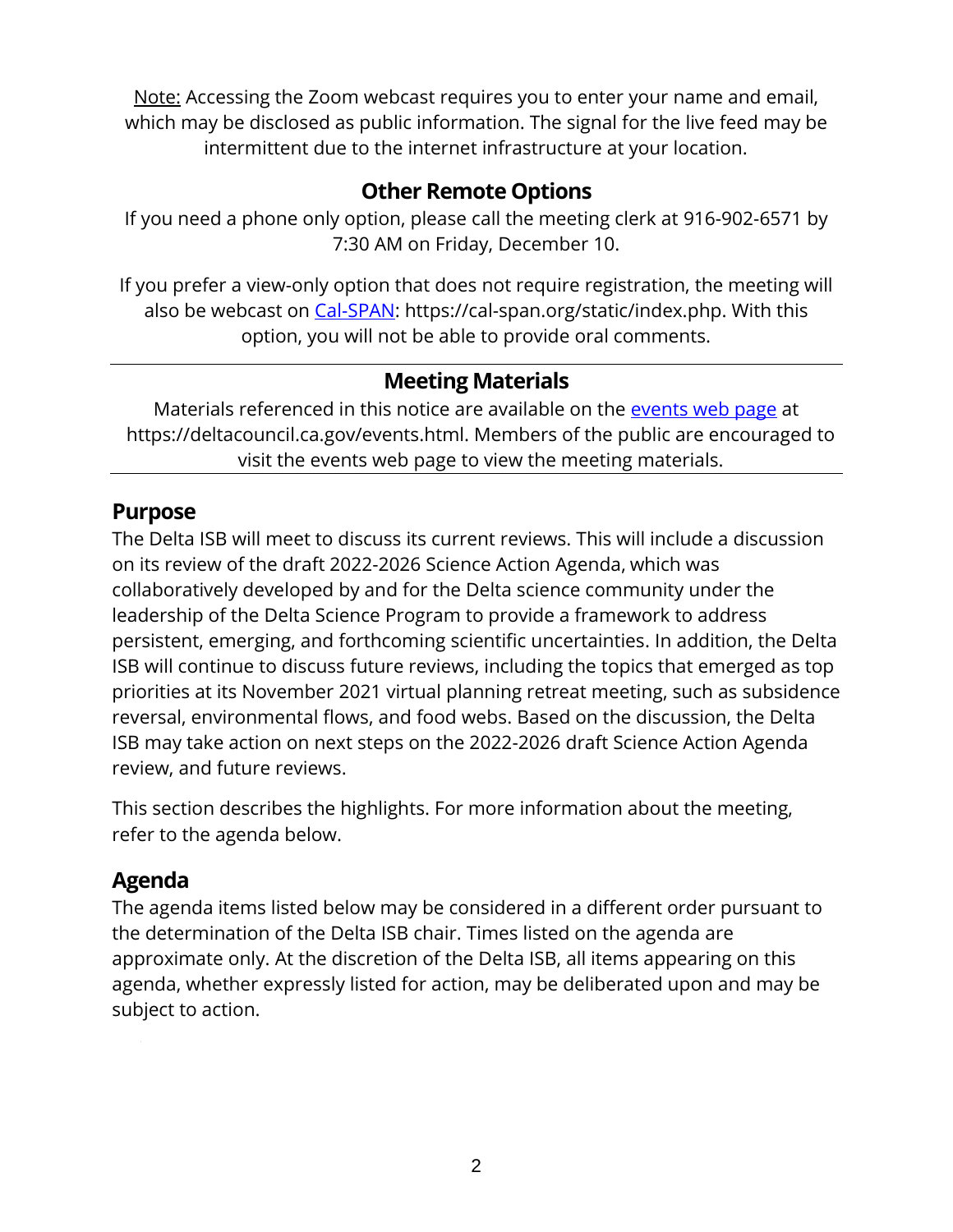Note: Accessing the Zoom webcast requires you to enter your name and email, which may be disclosed as public information. The signal for the live feed may be intermittent due to the internet infrastructure at your location.

## Other Remote Options

If you need a phone only option, please call the meeting clerk at 916-902-6571 by 7:30 AM on Friday, December 10.

If you prefer a view-only option that does not require registration, the meeting will also be webcast on [Cal-SPAN](https://cal-span.org/static/index.php): https://cal-span.org/static/index.php. With this option, you will not be able to provide oral comments.

---

## Meeting Materials

Materials referenced in this notice are available on the [events web page](https://deltacouncil.ca.gov/events.html) at https://deltacouncil.ca.gov/events.html. Members of the public are encouraged to visit the events web page to view the meeting materials.

---

## Purpose

The Delta ISB will meet to discuss its current reviews. This will include a discussion on its review of the draft 2022-2026 Science Action Agenda, which was collaboratively developed by and for the Delta science community under the leadership of the Delta Science Program to provide a framework to address persistent, emerging, and forthcoming scientific uncertainties. In addition, the Delta ISB will continue to discuss future reviews, including the topics that emerged as top priorities at its November 2021 virtual planning retreat meeting, such as subsidence reversal, environmental flows, and food webs. Based on the discussion, the Delta ISB may take action on next steps on the 2022-2026 draft Science Action Agenda review, and future reviews.

This section describes the highlights. For more information about the meeting, refer to the agenda below.

## Agenda

The agenda items listed below may be considered in a different order pursuant to the determination of the Delta ISB chair. Times listed on the agenda are approximate only. At the discretion of the Delta ISB, all items appearing on this agenda, whether expressly listed for action, may be deliberated upon and may be subject to action.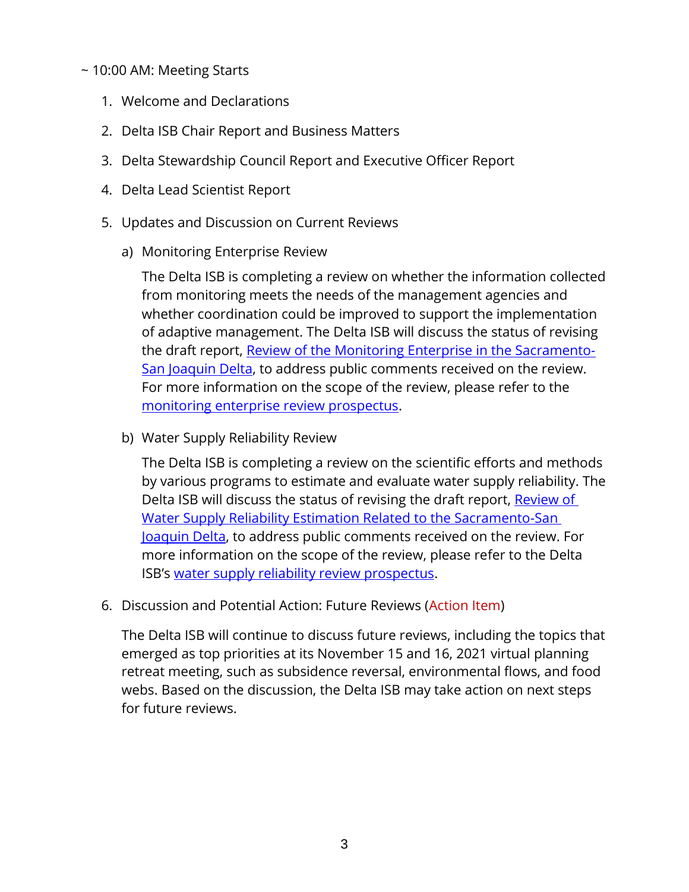~ 10:00 AM: Meeting Starts

1. Welcome and Declarations

2. Delta ISB Chair Report and Business Matters

3. Delta Stewardship Council Report and Executive Officer Report

4. Delta Lead Scientist Report

5. Updates and Discussion on Current Reviews

   a) Monitoring Enterprise Review

      The Delta ISB is completing a review on whether the information collected from monitoring meets the needs of the management agencies and whether coordination could be improved to support the implementation of adaptive management. The Delta ISB will discuss the status of revising the draft report, Review of the Monitoring Enterprise in the Sacramento-San Joaquin Delta, to address public comments received on the review. For more information on the scope of the review, please refer to the monitoring enterprise review prospectus.

   b) Water Supply Reliability Review

      The Delta ISB is completing a review on the scientific efforts and methods by various programs to estimate and evaluate water supply reliability. The Delta ISB will discuss the status of revising the draft report, Review of Water Supply Reliability Estimation Related to the Sacramento-San Joaquin Delta, to address public comments received on the review. For more information on the scope of the review, please refer to the Delta ISB's water supply reliability review prospectus.

6. Discussion and Potential Action: Future Reviews (Action Item)

   The Delta ISB will continue to discuss future reviews, including the topics that emerged as top priorities at its November 15 and 16, 2021 virtual planning retreat meeting, such as subsidence reversal, environmental flows, and food webs. Based on the discussion, the Delta ISB may take action on next steps for future reviews.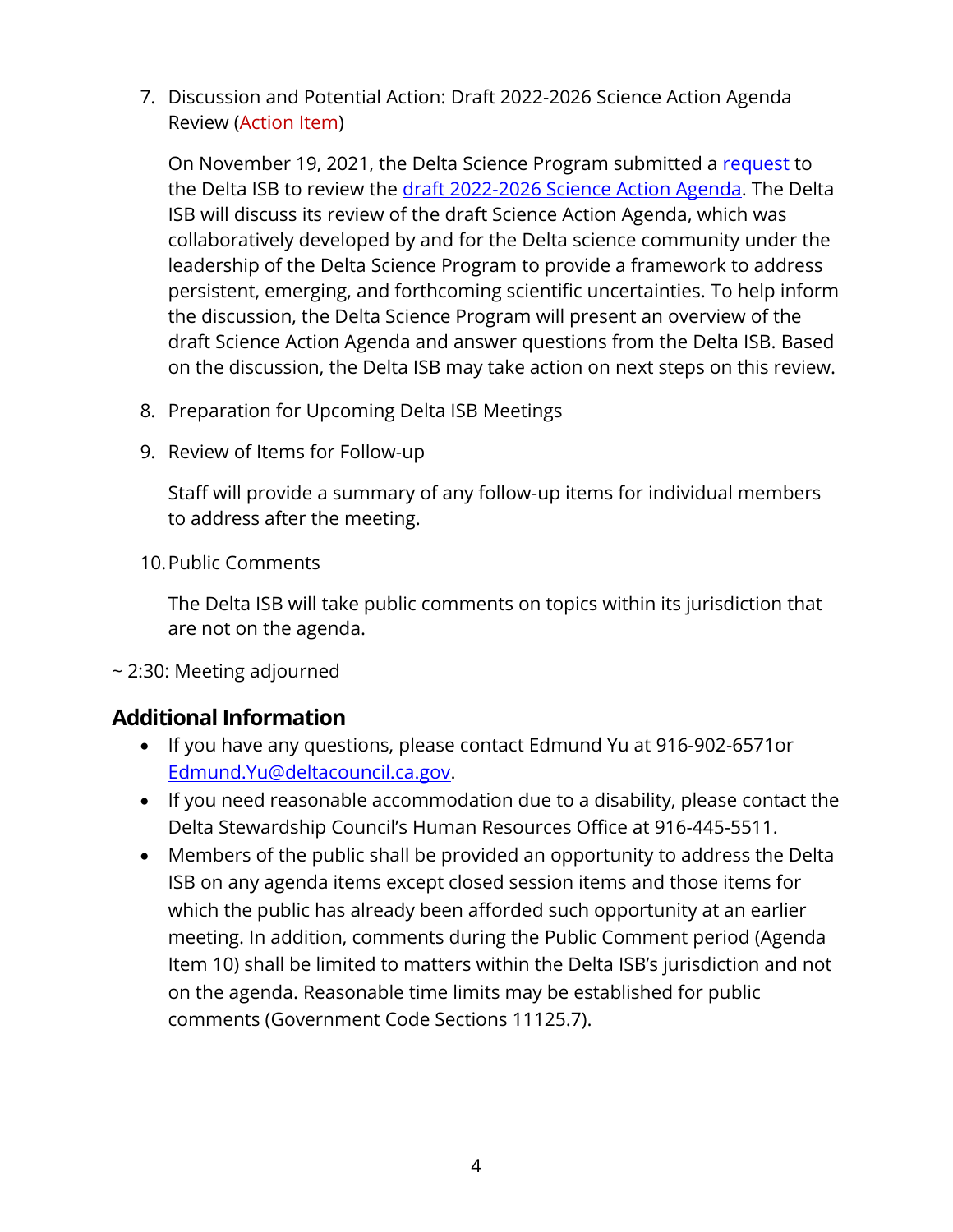7. Discussion and Potential Action: Draft 2022-2026 Science Action Agenda Review (Action Item)

   On November 19, 2021, the Delta Science Program submitted a request to the Delta ISB to review the draft 2022-2026 Science Action Agenda. The Delta ISB will discuss its review of the draft Science Action Agenda, which was collaboratively developed by and for the Delta science community under the leadership of the Delta Science Program to provide a framework to address persistent, emerging, and forthcoming scientific uncertainties. To help inform the discussion, the Delta Science Program will present an overview of the draft Science Action Agenda and answer questions from the Delta ISB. Based on the discussion, the Delta ISB may take action on next steps on this review.

8. Preparation for Upcoming Delta ISB Meetings

9. Review of Items for Follow-up

   Staff will provide a summary of any follow-up items for individual members to address after the meeting.

10. Public Comments

    The Delta ISB will take public comments on topics within its jurisdiction that are not on the agenda.

~ 2:30: Meeting adjourned

## Additional Information

- If you have any questions, please contact Edmund Yu at 916-902-6571or Edmund.Yu@deltacouncil.ca.gov.
- If you need reasonable accommodation due to a disability, please contact the Delta Stewardship Council's Human Resources Office at 916-445-5511.
- Members of the public shall be provided an opportunity to address the Delta ISB on any agenda items except closed session items and those items for which the public has already been afforded such opportunity at an earlier meeting. In addition, comments during the Public Comment period (Agenda Item 10) shall be limited to matters within the Delta ISB's jurisdiction and not on the agenda. Reasonable time limits may be established for public comments (Government Code Sections 11125.7).